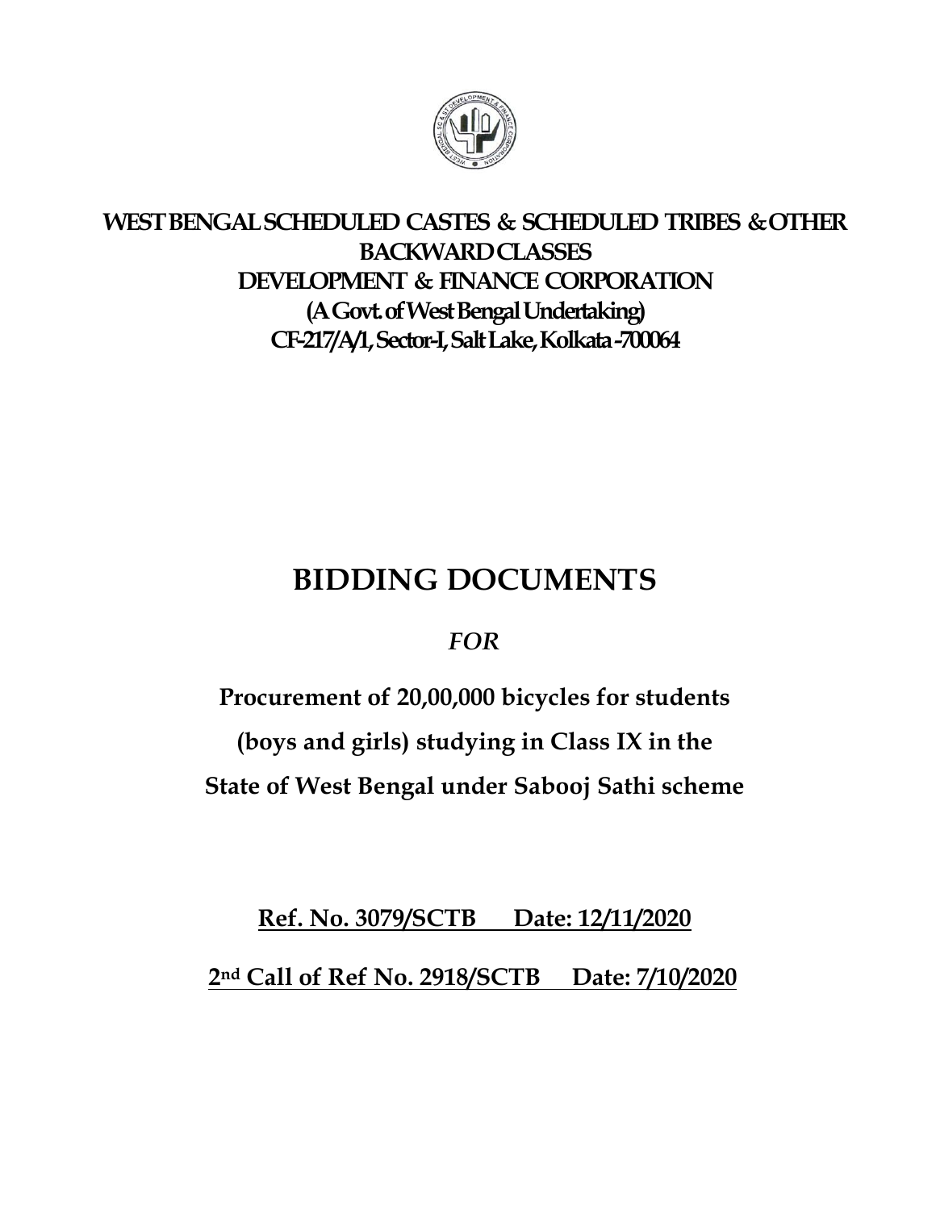**WEST BENGAL SCHEDULED CASTES & SCHEDULED TRIBES & OTHER BACKWARD CLASSES DEVELOPMENT & FINANCE CORPORATION**
**(A Govt. of West Bengal Undertaking)**
**CF-217/A/1, Sector-I, Salt Lake, Kolkata -700064**

# BIDDING DOCUMENTS

*FOR*

**Procurement of 20,00,000 bicycles for students (boys and girls) studying in Class IX in the State of West Bengal under Sabooj Sathi scheme**

**Ref. No. 3079/SCTB Date: 12/11/2020**

**2nd Call of Ref No. 2918/SCTB Date: 7/10/2020**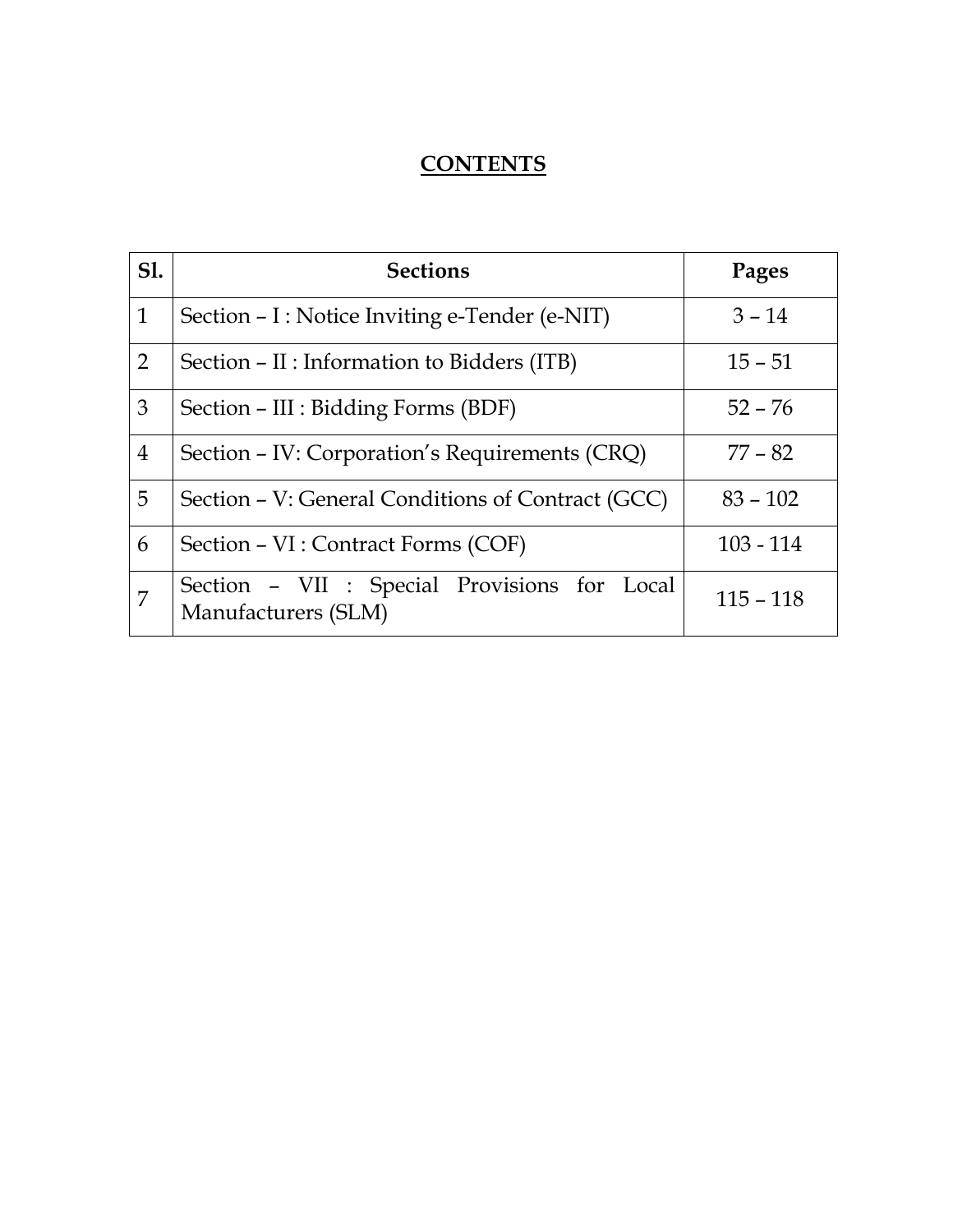# CONTENTS

| Sl. | Sections | Pages |
|---|---|---|
| 1 | Section – I : Notice Inviting e-Tender (e-NIT) | 3 – 14 |
| 2 | Section – II : Information to Bidders (ITB) | 15 – 51 |
| 3 | Section – III : Bidding Forms (BDF) | 52 – 76 |
| 4 | Section – IV: Corporation's Requirements (CRQ) | 77 – 82 |
| 5 | Section – V: General Conditions of Contract (GCC) | 83 – 102 |
| 6 | Section – VI : Contract Forms (COF) | 103 - 114 |
| 7 | Section – VII : Special Provisions for Local Manufacturers (SLM) | 115 – 118 |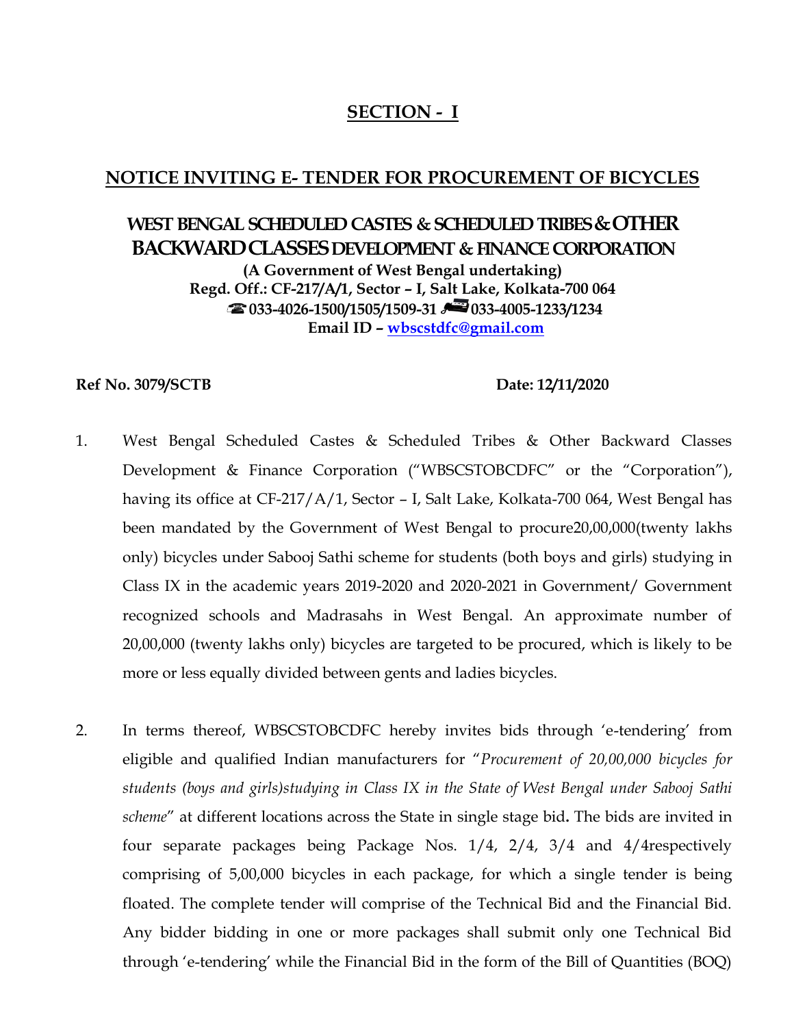## SECTION - I

## NOTICE INVITING E- TENDER FOR PROCUREMENT OF BICYCLES

### WEST BENGAL SCHEDULED CASTES & SCHEDULED TRIBES & OTHER BACKWARD CLASSES DEVELOPMENT & FINANCE CORPORATION

**(A Government of West Bengal undertaking)**
**Regd. Off.: CF-217/A/1, Sector – I, Salt Lake, Kolkata-700 064**
**☎ 033-4026-1500/1505/1509-31 📠 033-4005-1233/1234**
**Email ID – wbscstdfc@gmail.com**

**Ref No. 3079/SCTB** **Date: 12/11/2020**

1. West Bengal Scheduled Castes & Scheduled Tribes & Other Backward Classes Development & Finance Corporation ("WBSCSTOBCDFC" or the "Corporation"), having its office at CF-217/A/1, Sector – I, Salt Lake, Kolkata-700 064, West Bengal has been mandated by the Government of West Bengal to procure20,00,000(twenty lakhs only) bicycles under Sabooj Sathi scheme for students (both boys and girls) studying in Class IX in the academic years 2019-2020 and 2020-2021 in Government/ Government recognized schools and Madrasahs in West Bengal. An approximate number of 20,00,000 (twenty lakhs only) bicycles are targeted to be procured, which is likely to be more or less equally divided between gents and ladies bicycles.

2. In terms thereof, WBSCSTOBCDFC hereby invites bids through 'e-tendering' from eligible and qualified Indian manufacturers for "*Procurement of 20,00,000 bicycles for students (boys and girls)studying in Class IX in the State of West Bengal under Sabooj Sathi scheme*" at different locations across the State in single stage bid**.** The bids are invited in four separate packages being Package Nos. 1/4, 2/4, 3/4 and 4/4respectively comprising of 5,00,000 bicycles in each package, for which a single tender is being floated. The complete tender will comprise of the Technical Bid and the Financial Bid. Any bidder bidding in one or more packages shall submit only one Technical Bid through 'e-tendering' while the Financial Bid in the form of the Bill of Quantities (BOQ)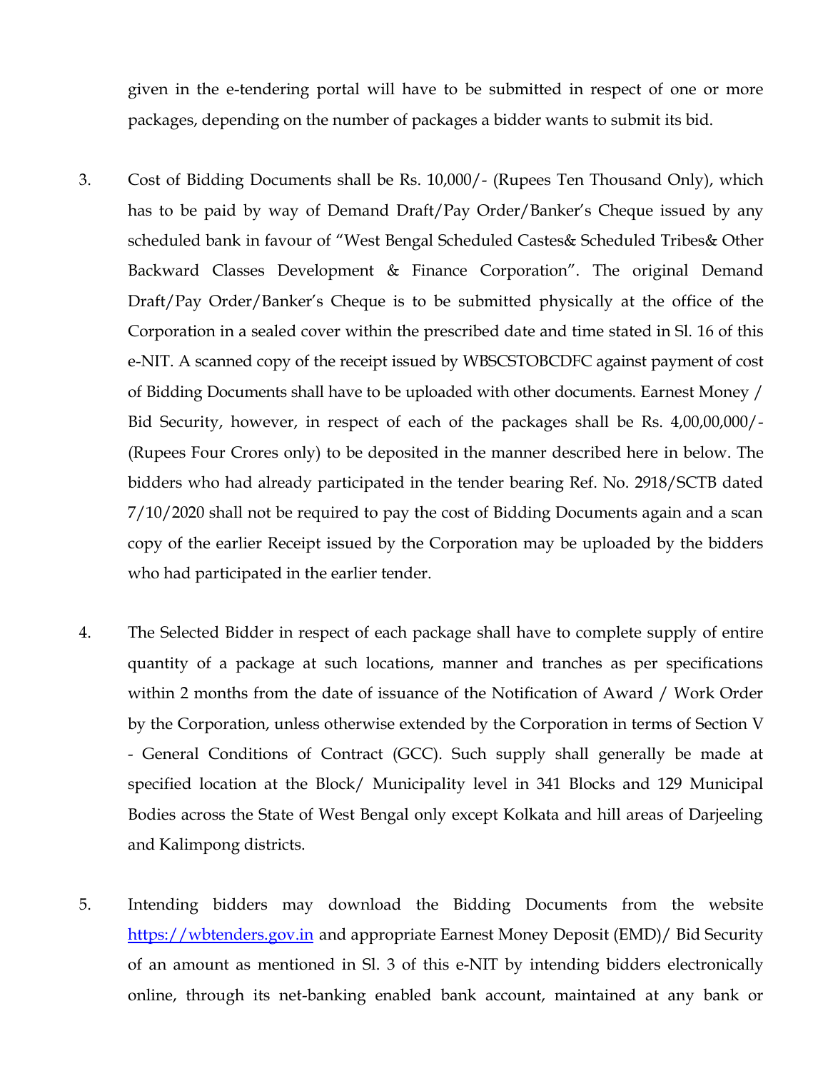given in the e-tendering portal will have to be submitted in respect of one or more packages, depending on the number of packages a bidder wants to submit its bid.

3. Cost of Bidding Documents shall be Rs. 10,000/- (Rupees Ten Thousand Only), which has to be paid by way of Demand Draft/Pay Order/Banker's Cheque issued by any scheduled bank in favour of "West Bengal Scheduled Castes& Scheduled Tribes& Other Backward Classes Development & Finance Corporation". The original Demand Draft/Pay Order/Banker's Cheque is to be submitted physically at the office of the Corporation in a sealed cover within the prescribed date and time stated in Sl. 16 of this e-NIT. A scanned copy of the receipt issued by WBSCSTOBCDFC against payment of cost of Bidding Documents shall have to be uploaded with other documents. Earnest Money / Bid Security, however, in respect of each of the packages shall be Rs. 4,00,00,000/- (Rupees Four Crores only) to be deposited in the manner described here in below. The bidders who had already participated in the tender bearing Ref. No. 2918/SCTB dated 7/10/2020 shall not be required to pay the cost of Bidding Documents again and a scan copy of the earlier Receipt issued by the Corporation may be uploaded by the bidders who had participated in the earlier tender.

4. The Selected Bidder in respect of each package shall have to complete supply of entire quantity of a package at such locations, manner and tranches as per specifications within 2 months from the date of issuance of the Notification of Award / Work Order by the Corporation, unless otherwise extended by the Corporation in terms of Section V - General Conditions of Contract (GCC). Such supply shall generally be made at specified location at the Block/ Municipality level in 341 Blocks and 129 Municipal Bodies across the State of West Bengal only except Kolkata and hill areas of Darjeeling and Kalimpong districts.

5. Intending bidders may download the Bidding Documents from the website [https://wbtenders.gov.in](https://wbtenders.gov.in) and appropriate Earnest Money Deposit (EMD)/ Bid Security of an amount as mentioned in Sl. 3 of this e-NIT by intending bidders electronically online, through its net-banking enabled bank account, maintained at any bank or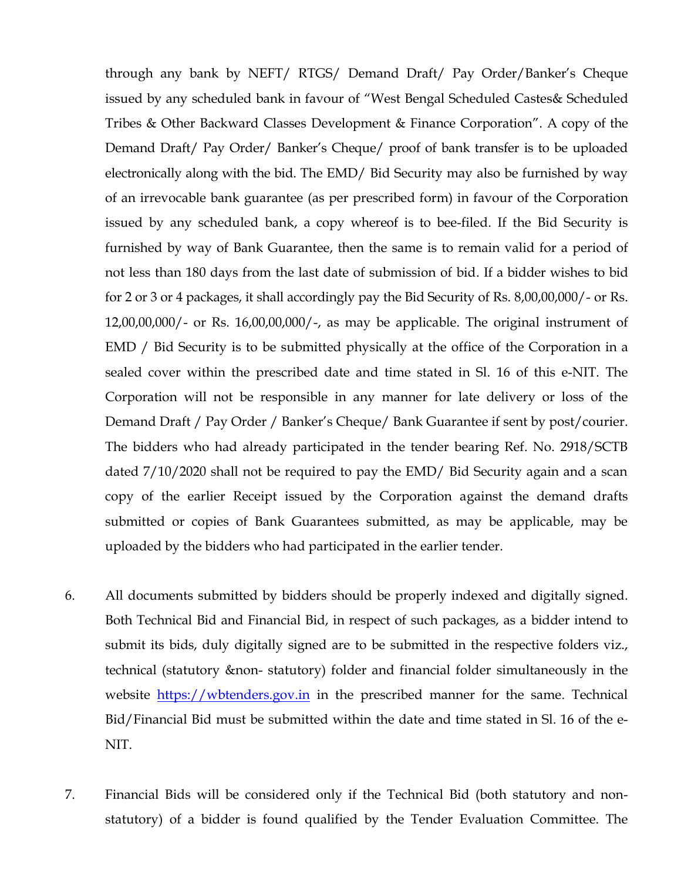through any bank by NEFT/ RTGS/ Demand Draft/ Pay Order/Banker's Cheque issued by any scheduled bank in favour of "West Bengal Scheduled Castes& Scheduled Tribes & Other Backward Classes Development & Finance Corporation". A copy of the Demand Draft/ Pay Order/ Banker's Cheque/ proof of bank transfer is to be uploaded electronically along with the bid. The EMD/ Bid Security may also be furnished by way of an irrevocable bank guarantee (as per prescribed form) in favour of the Corporation issued by any scheduled bank, a copy whereof is to bee-filed. If the Bid Security is furnished by way of Bank Guarantee, then the same is to remain valid for a period of not less than 180 days from the last date of submission of bid. If a bidder wishes to bid for 2 or 3 or 4 packages, it shall accordingly pay the Bid Security of Rs. 8,00,00,000/- or Rs. 12,00,00,000/- or Rs. 16,00,00,000/-, as may be applicable. The original instrument of EMD / Bid Security is to be submitted physically at the office of the Corporation in a sealed cover within the prescribed date and time stated in Sl. 16 of this e-NIT. The Corporation will not be responsible in any manner for late delivery or loss of the Demand Draft / Pay Order / Banker's Cheque/ Bank Guarantee if sent by post/courier. The bidders who had already participated in the tender bearing Ref. No. 2918/SCTB dated 7/10/2020 shall not be required to pay the EMD/ Bid Security again and a scan copy of the earlier Receipt issued by the Corporation against the demand drafts submitted or copies of Bank Guarantees submitted, as may be applicable, may be uploaded by the bidders who had participated in the earlier tender.

6. All documents submitted by bidders should be properly indexed and digitally signed. Both Technical Bid and Financial Bid, in respect of such packages, as a bidder intend to submit its bids, duly digitally signed are to be submitted in the respective folders viz., technical (statutory &non- statutory) folder and financial folder simultaneously in the website https://wbtenders.gov.in in the prescribed manner for the same. Technical Bid/Financial Bid must be submitted within the date and time stated in Sl. 16 of the e-NIT.

7. Financial Bids will be considered only if the Technical Bid (both statutory and non-statutory) of a bidder is found qualified by the Tender Evaluation Committee. The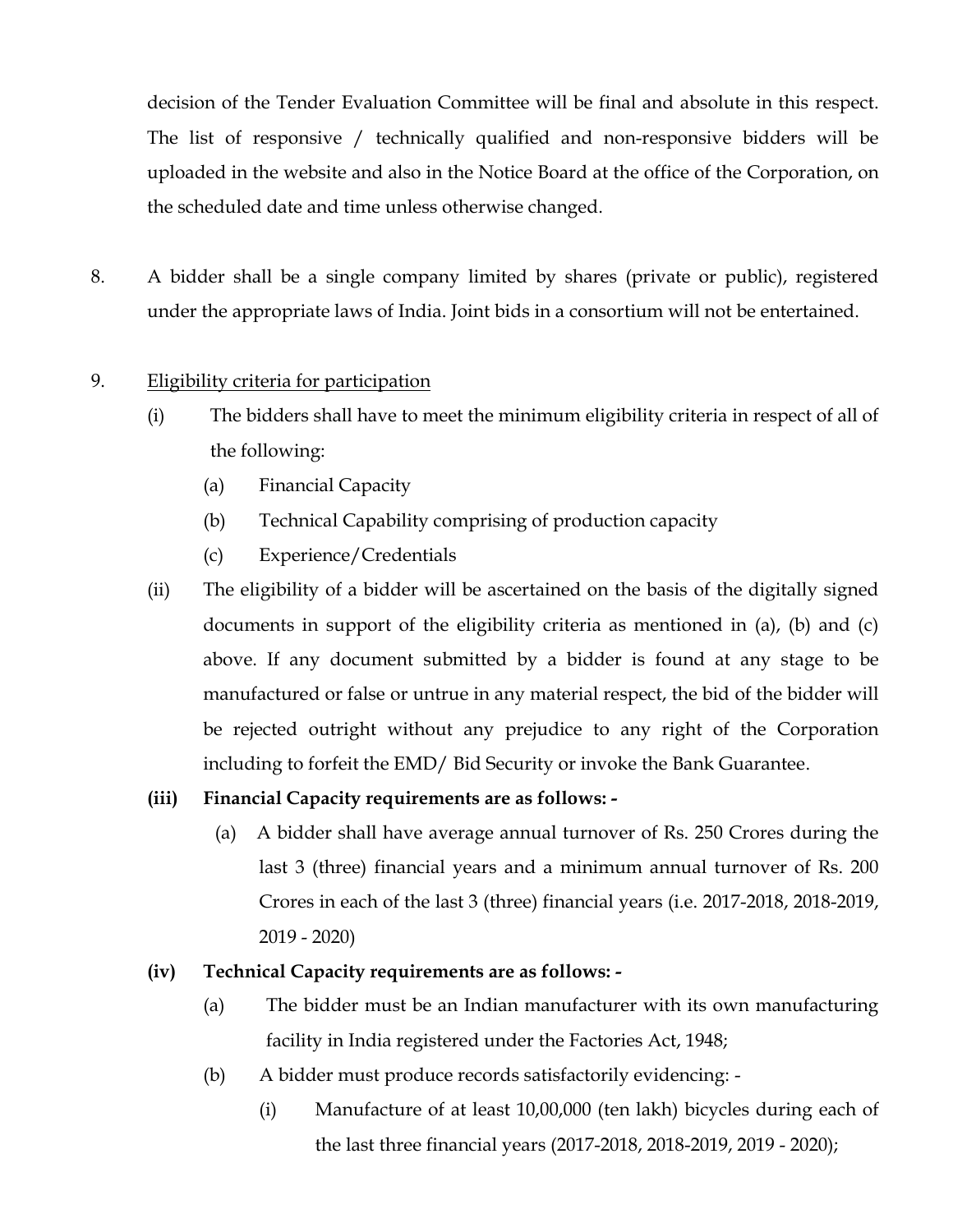decision of the Tender Evaluation Committee will be final and absolute in this respect. The list of responsive / technically qualified and non-responsive bidders will be uploaded in the website and also in the Notice Board at the office of the Corporation, on the scheduled date and time unless otherwise changed.

8. A bidder shall be a single company limited by shares (private or public), registered under the appropriate laws of India. Joint bids in a consortium will not be entertained.

9. <u>Eligibility criteria for participation</u>

   (i) The bidders shall have to meet the minimum eligibility criteria in respect of all of the following:

      (a) Financial Capacity

      (b) Technical Capability comprising of production capacity

      (c) Experience/Credentials

   (ii) The eligibility of a bidder will be ascertained on the basis of the digitally signed documents in support of the eligibility criteria as mentioned in (a), (b) and (c) above. If any document submitted by a bidder is found at any stage to be manufactured or false or untrue in any material respect, the bid of the bidder will be rejected outright without any prejudice to any right of the Corporation including to forfeit the EMD/ Bid Security or invoke the Bank Guarantee.

   **(iii) Financial Capacity requirements are as follows: -**

      (a) A bidder shall have average annual turnover of Rs. 250 Crores during the last 3 (three) financial years and a minimum annual turnover of Rs. 200 Crores in each of the last 3 (three) financial years (i.e. 2017-2018, 2018-2019, 2019 - 2020)

   **(iv) Technical Capacity requirements are as follows: -**

      (a) The bidder must be an Indian manufacturer with its own manufacturing facility in India registered under the Factories Act, 1948;

      (b) A bidder must produce records satisfactorily evidencing: -

         (i) Manufacture of at least 10,00,000 (ten lakh) bicycles during each of the last three financial years (2017-2018, 2018-2019, 2019 - 2020);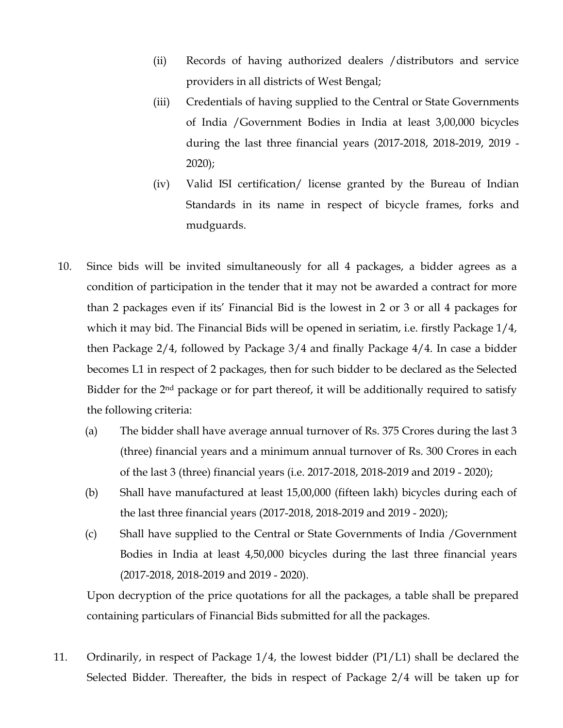(ii) Records of having authorized dealers /distributors and service providers in all districts of West Bengal;

(iii) Credentials of having supplied to the Central or State Governments of India /Government Bodies in India at least 3,00,000 bicycles during the last three financial years (2017-2018, 2018-2019, 2019 - 2020);

(iv) Valid ISI certification/ license granted by the Bureau of Indian Standards in its name in respect of bicycle frames, forks and mudguards.

10. Since bids will be invited simultaneously for all 4 packages, a bidder agrees as a condition of participation in the tender that it may not be awarded a contract for more than 2 packages even if its' Financial Bid is the lowest in 2 or 3 or all 4 packages for which it may bid. The Financial Bids will be opened in seriatim, i.e. firstly Package 1/4, then Package 2/4, followed by Package 3/4 and finally Package 4/4. In case a bidder becomes L1 in respect of 2 packages, then for such bidder to be declared as the Selected Bidder for the 2nd package or for part thereof, it will be additionally required to satisfy the following criteria:

    (a) The bidder shall have average annual turnover of Rs. 375 Crores during the last 3 (three) financial years and a minimum annual turnover of Rs. 300 Crores in each of the last 3 (three) financial years (i.e. 2017-2018, 2018-2019 and 2019 - 2020);

    (b) Shall have manufactured at least 15,00,000 (fifteen lakh) bicycles during each of the last three financial years (2017-2018, 2018-2019 and 2019 - 2020);

    (c) Shall have supplied to the Central or State Governments of India /Government Bodies in India at least 4,50,000 bicycles during the last three financial years (2017-2018, 2018-2019 and 2019 - 2020).

    Upon decryption of the price quotations for all the packages, a table shall be prepared containing particulars of Financial Bids submitted for all the packages.

11. Ordinarily, in respect of Package 1/4, the lowest bidder (P1/L1) shall be declared the Selected Bidder. Thereafter, the bids in respect of Package 2/4 will be taken up for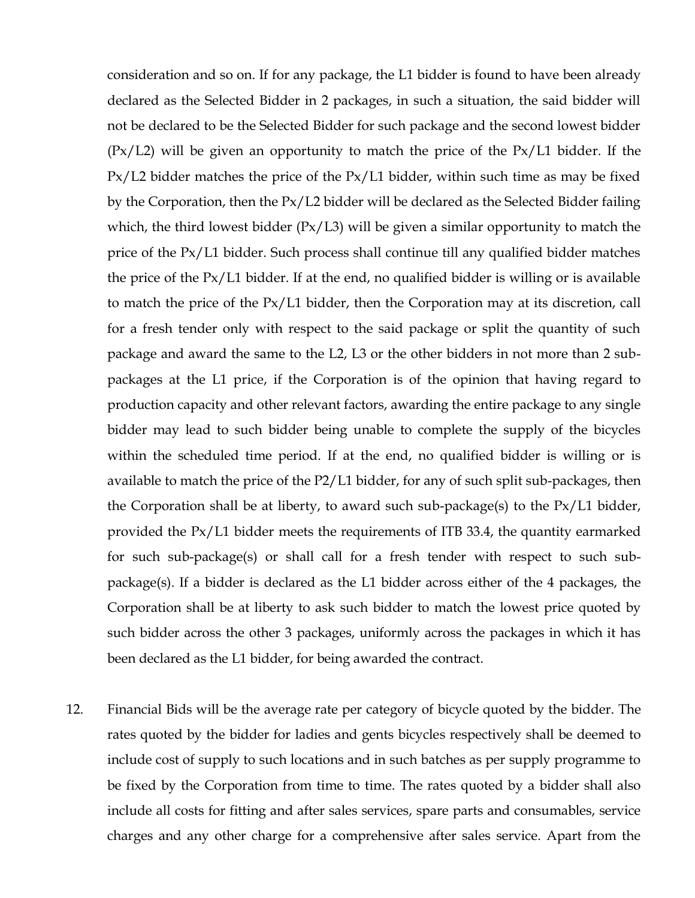consideration and so on. If for any package, the L1 bidder is found to have been already declared as the Selected Bidder in 2 packages, in such a situation, the said bidder will not be declared to be the Selected Bidder for such package and the second lowest bidder (Px/L2) will be given an opportunity to match the price of the Px/L1 bidder. If the Px/L2 bidder matches the price of the Px/L1 bidder, within such time as may be fixed by the Corporation, then the Px/L2 bidder will be declared as the Selected Bidder failing which, the third lowest bidder (Px/L3) will be given a similar opportunity to match the price of the Px/L1 bidder. Such process shall continue till any qualified bidder matches the price of the Px/L1 bidder. If at the end, no qualified bidder is willing or is available to match the price of the Px/L1 bidder, then the Corporation may at its discretion, call for a fresh tender only with respect to the said package or split the quantity of such package and award the same to the L2, L3 or the other bidders in not more than 2 sub-packages at the L1 price, if the Corporation is of the opinion that having regard to production capacity and other relevant factors, awarding the entire package to any single bidder may lead to such bidder being unable to complete the supply of the bicycles within the scheduled time period. If at the end, no qualified bidder is willing or is available to match the price of the P2/L1 bidder, for any of such split sub-packages, then the Corporation shall be at liberty, to award such sub-package(s) to the Px/L1 bidder, provided the Px/L1 bidder meets the requirements of ITB 33.4, the quantity earmarked for such sub-package(s) or shall call for a fresh tender with respect to such sub-package(s). If a bidder is declared as the L1 bidder across either of the 4 packages, the Corporation shall be at liberty to ask such bidder to match the lowest price quoted by such bidder across the other 3 packages, uniformly across the packages in which it has been declared as the L1 bidder, for being awarded the contract.

12. Financial Bids will be the average rate per category of bicycle quoted by the bidder. The rates quoted by the bidder for ladies and gents bicycles respectively shall be deemed to include cost of supply to such locations and in such batches as per supply programme to be fixed by the Corporation from time to time. The rates quoted by a bidder shall also include all costs for fitting and after sales services, spare parts and consumables, service charges and any other charge for a comprehensive after sales service. Apart from the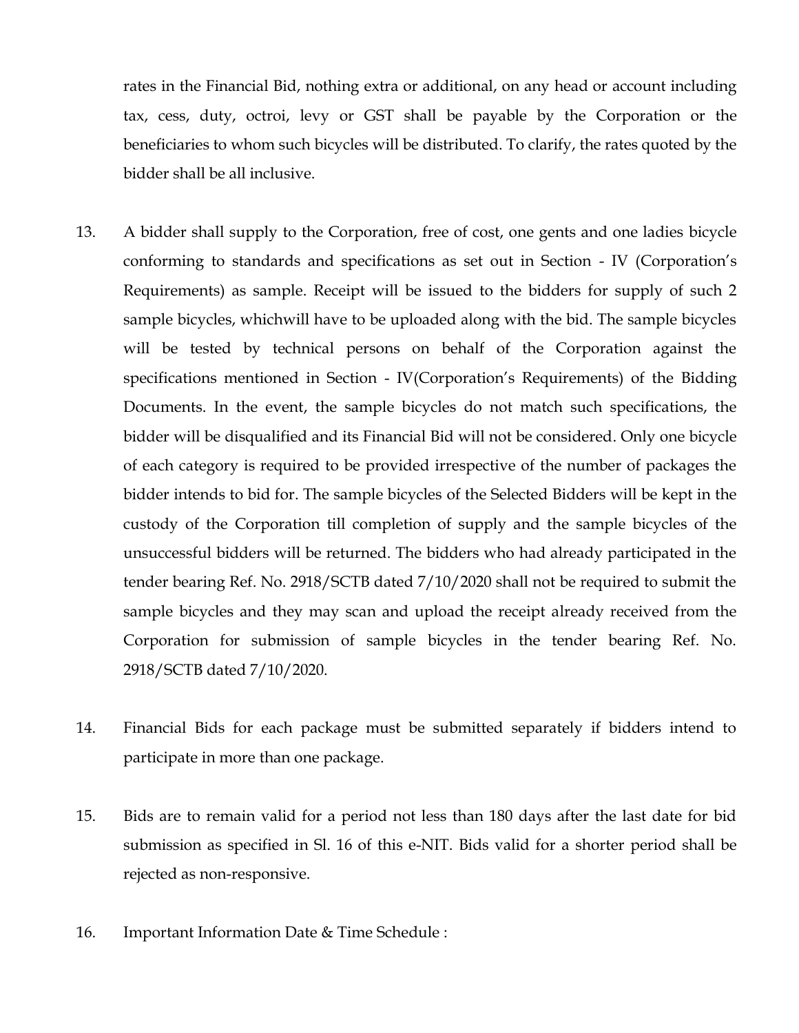rates in the Financial Bid, nothing extra or additional, on any head or account including tax, cess, duty, octroi, levy or GST shall be payable by the Corporation or the beneficiaries to whom such bicycles will be distributed. To clarify, the rates quoted by the bidder shall be all inclusive.

13. A bidder shall supply to the Corporation, free of cost, one gents and one ladies bicycle conforming to standards and specifications as set out in Section - IV (Corporation's Requirements) as sample. Receipt will be issued to the bidders for supply of such 2 sample bicycles, whichwill have to be uploaded along with the bid. The sample bicycles will be tested by technical persons on behalf of the Corporation against the specifications mentioned in Section - IV(Corporation's Requirements) of the Bidding Documents. In the event, the sample bicycles do not match such specifications, the bidder will be disqualified and its Financial Bid will not be considered. Only one bicycle of each category is required to be provided irrespective of the number of packages the bidder intends to bid for. The sample bicycles of the Selected Bidders will be kept in the custody of the Corporation till completion of supply and the sample bicycles of the unsuccessful bidders will be returned. The bidders who had already participated in the tender bearing Ref. No. 2918/SCTB dated 7/10/2020 shall not be required to submit the sample bicycles and they may scan and upload the receipt already received from the Corporation for submission of sample bicycles in the tender bearing Ref. No. 2918/SCTB dated 7/10/2020.

14. Financial Bids for each package must be submitted separately if bidders intend to participate in more than one package.

15. Bids are to remain valid for a period not less than 180 days after the last date for bid submission as specified in Sl. 16 of this e-NIT. Bids valid for a shorter period shall be rejected as non-responsive.

16. Important Information Date & Time Schedule :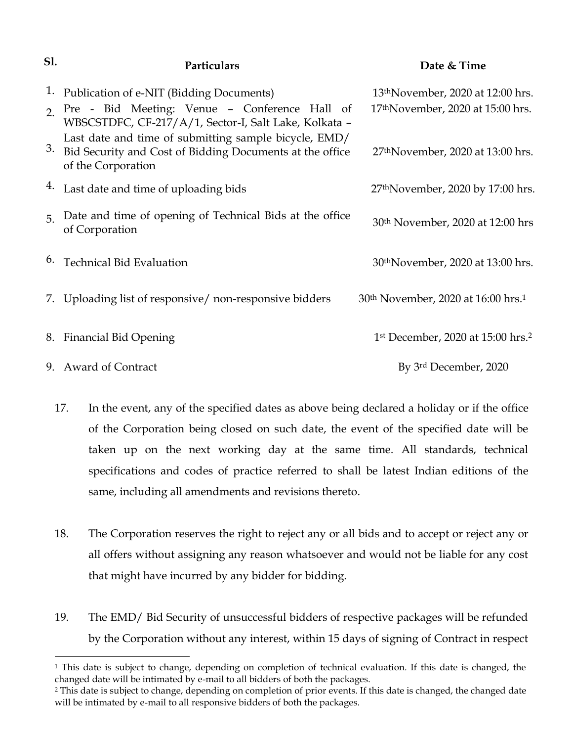| Sl. | Particulars | Date & Time |
|---|---|---|
| 1. | Publication of e-NIT (Bidding Documents) | 13th November, 2020 at 12:00 hrs. |
| 2. | Pre - Bid Meeting: Venue – Conference Hall of WBSCSTDFC, CF-217/A/1, Sector-I, Salt Lake, Kolkata – | 17th November, 2020 at 15:00 hrs. |
| 3. | Last date and time of submitting sample bicycle, EMD/ Bid Security and Cost of Bidding Documents at the office of the Corporation | 27th November, 2020 at 13:00 hrs. |
| 4. | Last date and time of uploading bids | 27th November, 2020 by 17:00 hrs. |
| 5. | Date and time of opening of Technical Bids at the office of Corporation | 30th November, 2020 at 12:00 hrs |
| 6. | Technical Bid Evaluation | 30th November, 2020 at 13:00 hrs. |
| 7. | Uploading list of responsive/ non-responsive bidders | 30th November, 2020 at 16:00 hrs.[1] |
| 8. | Financial Bid Opening | 1st December, 2020 at 15:00 hrs.[2] |
| 9. | Award of Contract | By 3rd December, 2020 |

17. In the event, any of the specified dates as above being declared a holiday or if the office of the Corporation being closed on such date, the event of the specified date will be taken up on the next working day at the same time. All standards, technical specifications and codes of practice referred to shall be latest Indian editions of the same, including all amendments and revisions thereto.

18. The Corporation reserves the right to reject any or all bids and to accept or reject any or all offers without assigning any reason whatsoever and would not be liable for any cost that might have incurred by any bidder for bidding.

19. The EMD/ Bid Security of unsuccessful bidders of respective packages will be refunded by the Corporation without any interest, within 15 days of signing of Contract in respect

---

[1] This date is subject to change, depending on completion of technical evaluation. If this date is changed, the changed date will be intimated by e-mail to all bidders of both the packages.

[2] This date is subject to change, depending on completion of prior events. If this date is changed, the changed date will be intimated by e-mail to all responsive bidders of both the packages.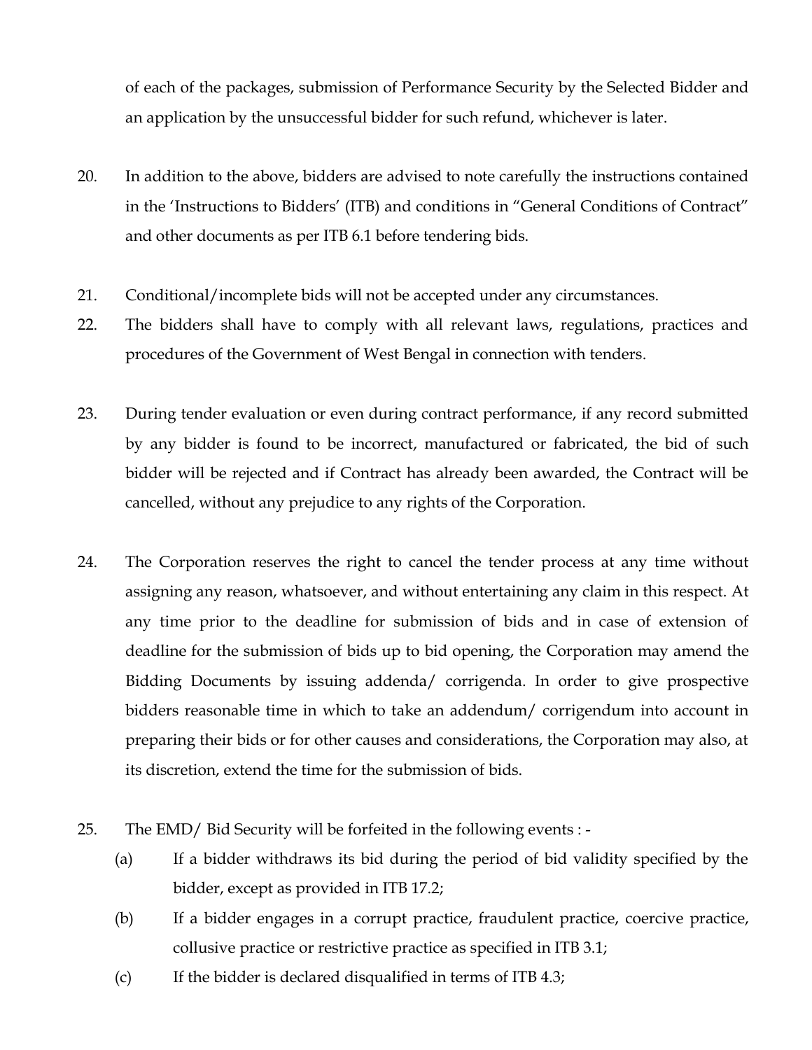of each of the packages, submission of Performance Security by the Selected Bidder and an application by the unsuccessful bidder for such refund, whichever is later.

20. In addition to the above, bidders are advised to note carefully the instructions contained in the 'Instructions to Bidders' (ITB) and conditions in "General Conditions of Contract" and other documents as per ITB 6.1 before tendering bids.

21. Conditional/incomplete bids will not be accepted under any circumstances.

22. The bidders shall have to comply with all relevant laws, regulations, practices and procedures of the Government of West Bengal in connection with tenders.

23. During tender evaluation or even during contract performance, if any record submitted by any bidder is found to be incorrect, manufactured or fabricated, the bid of such bidder will be rejected and if Contract has already been awarded, the Contract will be cancelled, without any prejudice to any rights of the Corporation.

24. The Corporation reserves the right to cancel the tender process at any time without assigning any reason, whatsoever, and without entertaining any claim in this respect. At any time prior to the deadline for submission of bids and in case of extension of deadline for the submission of bids up to bid opening, the Corporation may amend the Bidding Documents by issuing addenda/ corrigenda. In order to give prospective bidders reasonable time in which to take an addendum/ corrigendum into account in preparing their bids or for other causes and considerations, the Corporation may also, at its discretion, extend the time for the submission of bids.

25. The EMD/ Bid Security will be forfeited in the following events : -
    (a) If a bidder withdraws its bid during the period of bid validity specified by the bidder, except as provided in ITB 17.2;
    (b) If a bidder engages in a corrupt practice, fraudulent practice, coercive practice, collusive practice or restrictive practice as specified in ITB 3.1;
    (c) If the bidder is declared disqualified in terms of ITB 4.3;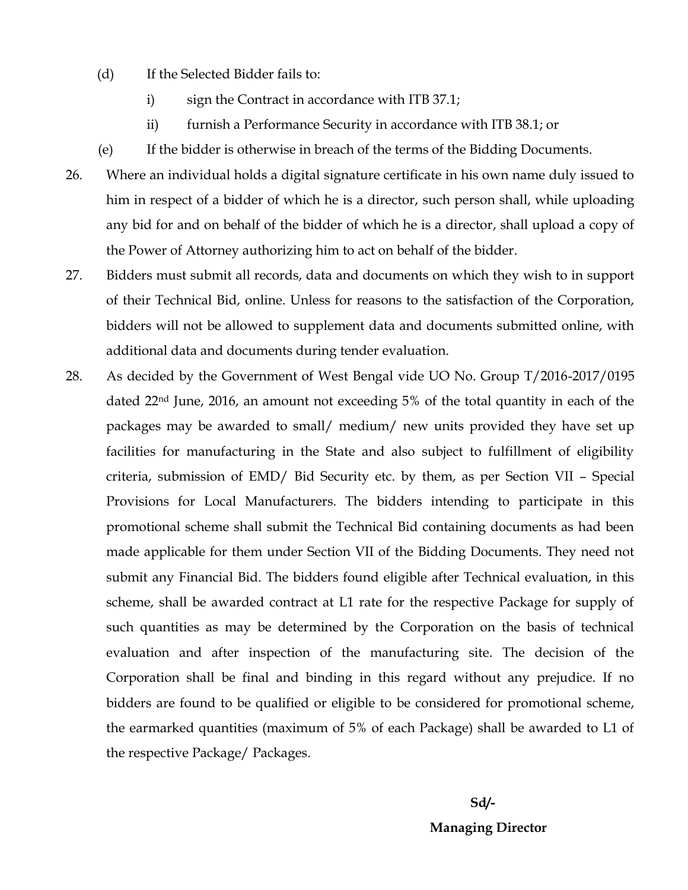(d) If the Selected Bidder fails to:

   i) sign the Contract in accordance with ITB 37.1;

   ii) furnish a Performance Security in accordance with ITB 38.1; or

(e) If the bidder is otherwise in breach of the terms of the Bidding Documents.

26. Where an individual holds a digital signature certificate in his own name duly issued to him in respect of a bidder of which he is a director, such person shall, while uploading any bid for and on behalf of the bidder of which he is a director, shall upload a copy of the Power of Attorney authorizing him to act on behalf of the bidder.

27. Bidders must submit all records, data and documents on which they wish to in support of their Technical Bid, online. Unless for reasons to the satisfaction of the Corporation, bidders will not be allowed to supplement data and documents submitted online, with additional data and documents during tender evaluation.

28. As decided by the Government of West Bengal vide UO No. Group T/2016-2017/0195 dated 22nd June, 2016, an amount not exceeding 5% of the total quantity in each of the packages may be awarded to small/ medium/ new units provided they have set up facilities for manufacturing in the State and also subject to fulfillment of eligibility criteria, submission of EMD/ Bid Security etc. by them, as per Section VII – Special Provisions for Local Manufacturers. The bidders intending to participate in this promotional scheme shall submit the Technical Bid containing documents as had been made applicable for them under Section VII of the Bidding Documents. They need not submit any Financial Bid. The bidders found eligible after Technical evaluation, in this scheme, shall be awarded contract at L1 rate for the respective Package for supply of such quantities as may be determined by the Corporation on the basis of technical evaluation and after inspection of the manufacturing site. The decision of the Corporation shall be final and binding in this regard without any prejudice. If no bidders are found to be qualified or eligible to be considered for promotional scheme, the earmarked quantities (maximum of 5% of each Package) shall be awarded to L1 of the respective Package/ Packages.

**Sd/-**

**Managing Director**